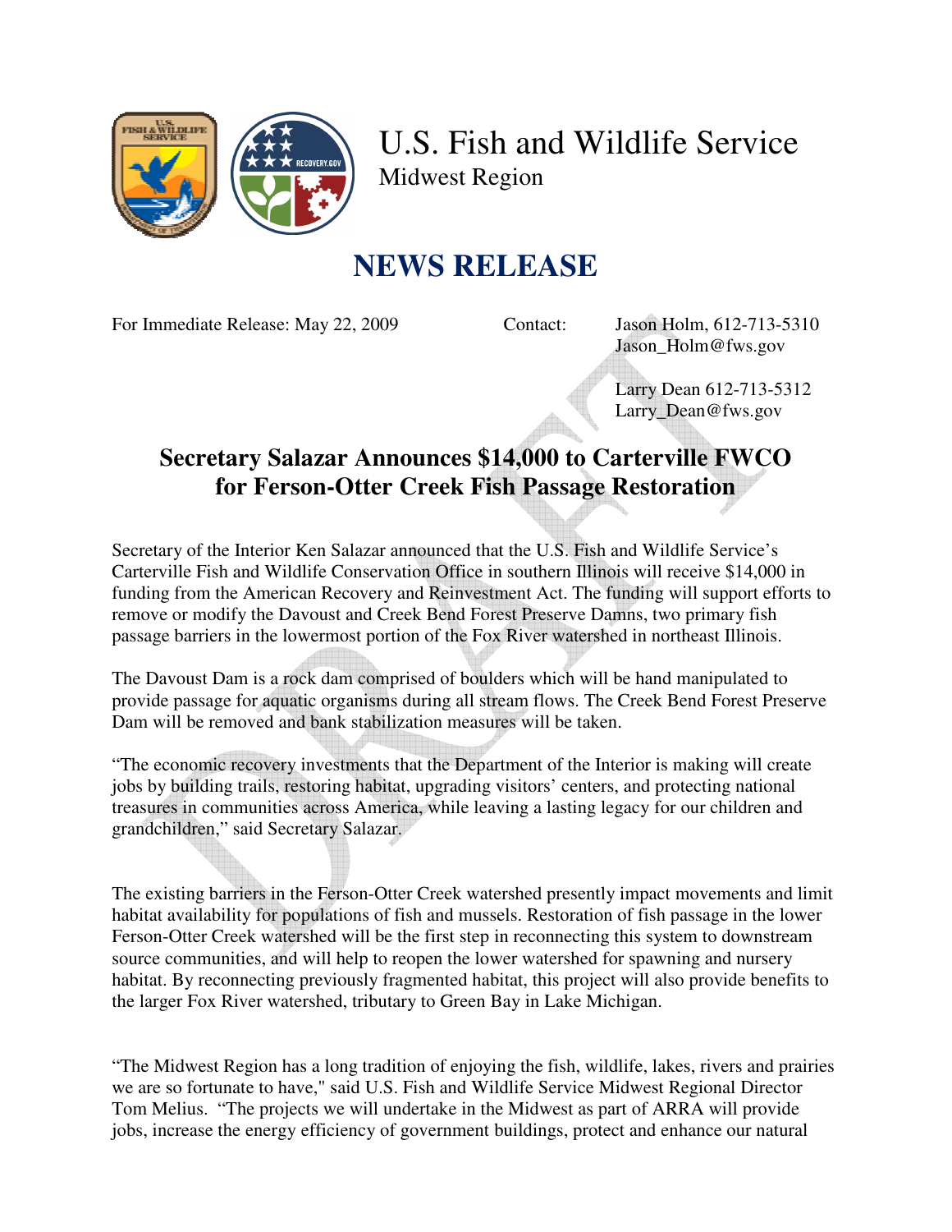# U.S. Fish and Wildlife Service

## Midwest Region

# NEWS RELEASE

For Immediate Release: May 22, 2009

Contact: Jason Holm, 612-713-5310
Jason_Holm@fws.gov

Larry Dean 612-713-5312
Larry_Dean@fws.gov

## Secretary Salazar Announces $14,000 to Carterville FWCO for Ferson-Otter Creek Fish Passage Restoration

Secretary of the Interior Ken Salazar announced that the U.S. Fish and Wildlife Service's Carterville Fish and Wildlife Conservation Office in southern Illinois will receive $14,000 in funding from the American Recovery and Reinvestment Act. The funding will support efforts to remove or modify the Davoust and Creek Bend Forest Preserve Damns, two primary fish passage barriers in the lowermost portion of the Fox River watershed in northeast Illinois.

The Davoust Dam is a rock dam comprised of boulders which will be hand manipulated to provide passage for aquatic organisms during all stream flows. The Creek Bend Forest Preserve Dam will be removed and bank stabilization measures will be taken.

"The economic recovery investments that the Department of the Interior is making will create jobs by building trails, restoring habitat, upgrading visitors' centers, and protecting national treasures in communities across America, while leaving a lasting legacy for our children and grandchildren," said Secretary Salazar.

The existing barriers in the Ferson-Otter Creek watershed presently impact movements and limit habitat availability for populations of fish and mussels. Restoration of fish passage in the lower Ferson-Otter Creek watershed will be the first step in reconnecting this system to downstream source communities, and will help to reopen the lower watershed for spawning and nursery habitat. By reconnecting previously fragmented habitat, this project will also provide benefits to the larger Fox River watershed, tributary to Green Bay in Lake Michigan.

"The Midwest Region has a long tradition of enjoying the fish, wildlife, lakes, rivers and prairies we are so fortunate to have," said U.S. Fish and Wildlife Service Midwest Regional Director Tom Melius. "The projects we will undertake in the Midwest as part of ARRA will provide jobs, increase the energy efficiency of government buildings, protect and enhance our natural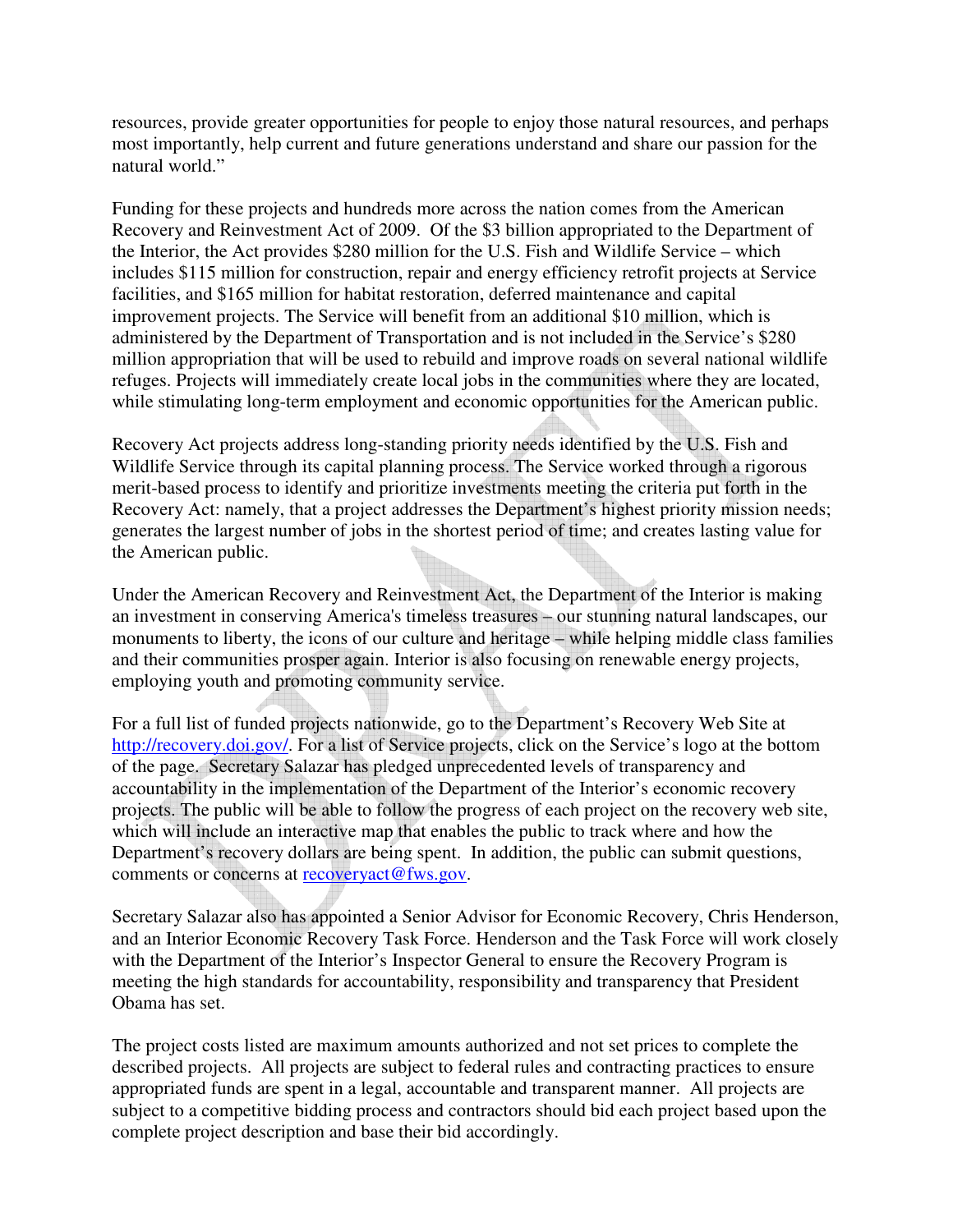resources, provide greater opportunities for people to enjoy those natural resources, and perhaps most importantly, help current and future generations understand and share our passion for the natural world."

Funding for these projects and hundreds more across the nation comes from the American Recovery and Reinvestment Act of 2009. Of the $3 billion appropriated to the Department of the Interior, the Act provides $280 million for the U.S. Fish and Wildlife Service – which includes $115 million for construction, repair and energy efficiency retrofit projects at Service facilities, and $165 million for habitat restoration, deferred maintenance and capital improvement projects. The Service will benefit from an additional $10 million, which is administered by the Department of Transportation and is not included in the Service's $280 million appropriation that will be used to rebuild and improve roads on several national wildlife refuges. Projects will immediately create local jobs in the communities where they are located, while stimulating long-term employment and economic opportunities for the American public.

Recovery Act projects address long-standing priority needs identified by the U.S. Fish and Wildlife Service through its capital planning process. The Service worked through a rigorous merit-based process to identify and prioritize investments meeting the criteria put forth in the Recovery Act: namely, that a project addresses the Department's highest priority mission needs; generates the largest number of jobs in the shortest period of time; and creates lasting value for the American public.

Under the American Recovery and Reinvestment Act, the Department of the Interior is making an investment in conserving America's timeless treasures – our stunning natural landscapes, our monuments to liberty, the icons of our culture and heritage – while helping middle class families and their communities prosper again. Interior is also focusing on renewable energy projects, employing youth and promoting community service.

For a full list of funded projects nationwide, go to the Department's Recovery Web Site at [http://recovery.doi.gov/](http://recovery.doi.gov/). For a list of Service projects, click on the Service's logo at the bottom of the page. Secretary Salazar has pledged unprecedented levels of transparency and accountability in the implementation of the Department of the Interior's economic recovery projects. The public will be able to follow the progress of each project on the recovery web site, which will include an interactive map that enables the public to track where and how the Department's recovery dollars are being spent. In addition, the public can submit questions, comments or concerns at [recoveryact@fws.gov](mailto:recoveryact@fws.gov).

Secretary Salazar also has appointed a Senior Advisor for Economic Recovery, Chris Henderson, and an Interior Economic Recovery Task Force. Henderson and the Task Force will work closely with the Department of the Interior's Inspector General to ensure the Recovery Program is meeting the high standards for accountability, responsibility and transparency that President Obama has set.

The project costs listed are maximum amounts authorized and not set prices to complete the described projects. All projects are subject to federal rules and contracting practices to ensure appropriated funds are spent in a legal, accountable and transparent manner. All projects are subject to a competitive bidding process and contractors should bid each project based upon the complete project description and base their bid accordingly.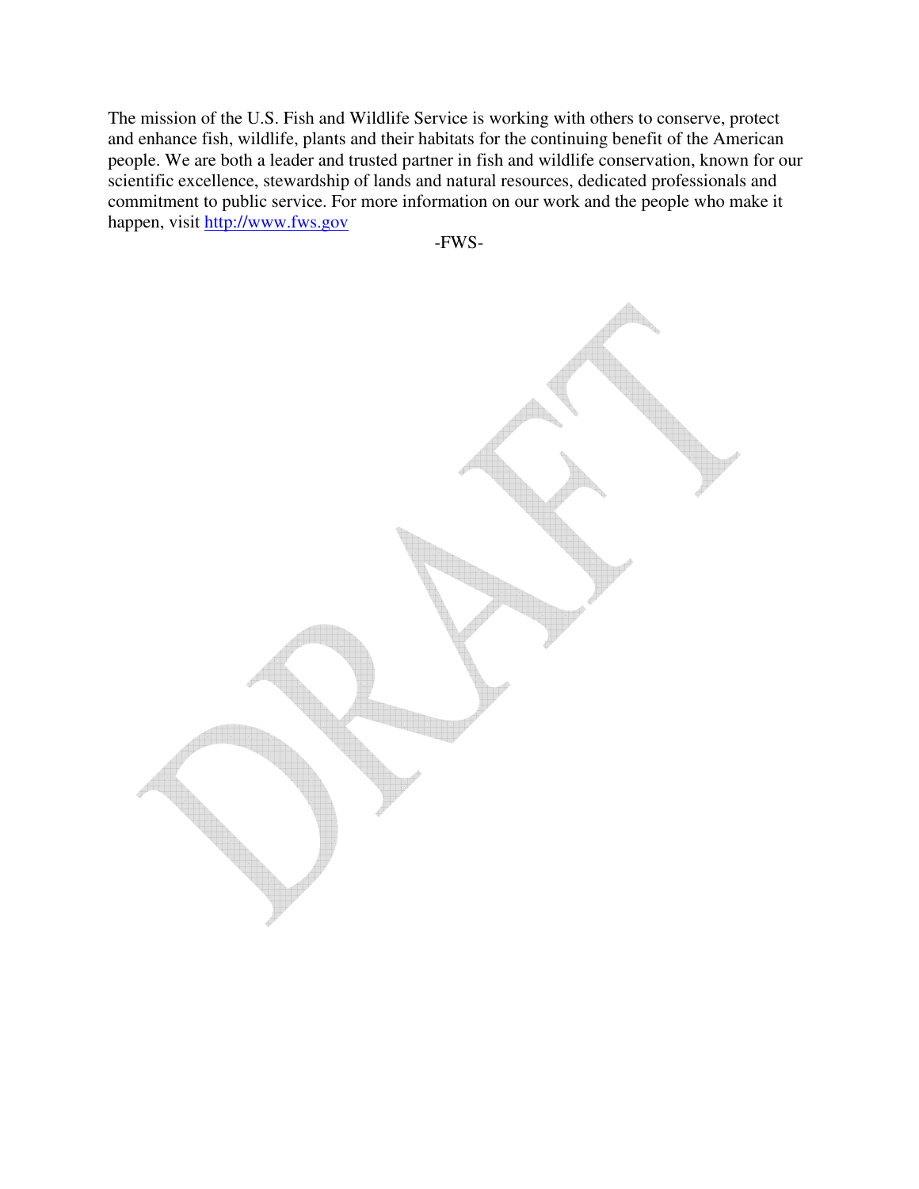The mission of the U.S. Fish and Wildlife Service is working with others to conserve, protect and enhance fish, wildlife, plants and their habitats for the continuing benefit of the American people. We are both a leader and trusted partner in fish and wildlife conservation, known for our scientific excellence, stewardship of lands and natural resources, dedicated professionals and commitment to public service. For more information on our work and the people who make it happen, visit [http://www.fws.gov](http://www.fws.gov)

-FWS-